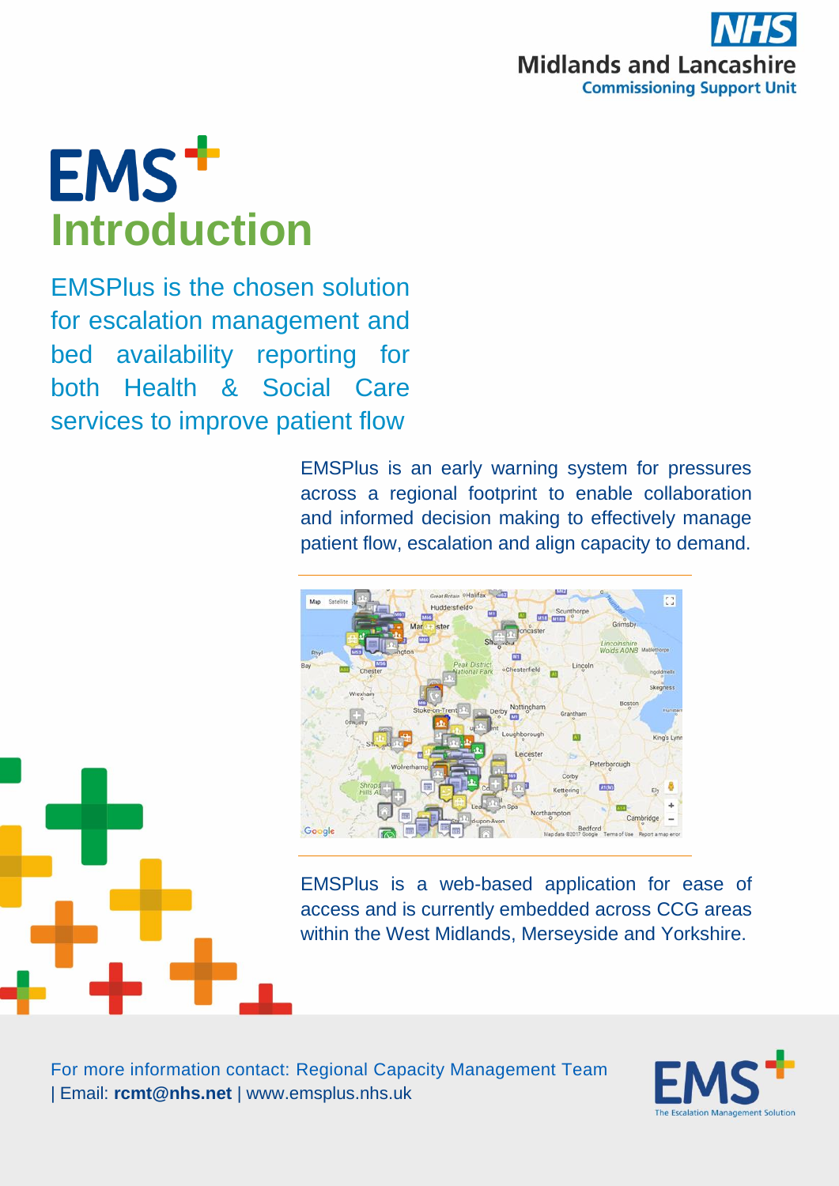NHS Midlands and Lancashire Commissioning Support Unit

# EMS+ Introduction

## EMSPlus is the chosen solution for escalation management and bed availability reporting for both Health & Social Care services to improve patient flow

EMSPlus is an early warning system for pressures across a regional footprint to enable collaboration and informed decision making to effectively manage patient flow, escalation and align capacity to demand.

EMSPlus is a web-based application for ease of access and is currently embedded across CCG areas within the West Midlands, Merseyside and Yorkshire.

For more information contact: Regional Capacity Management Team | Email: **rcmt@nhs.net** | www.emsplus.nhs.uk

EMS+ The Escalation Management Solution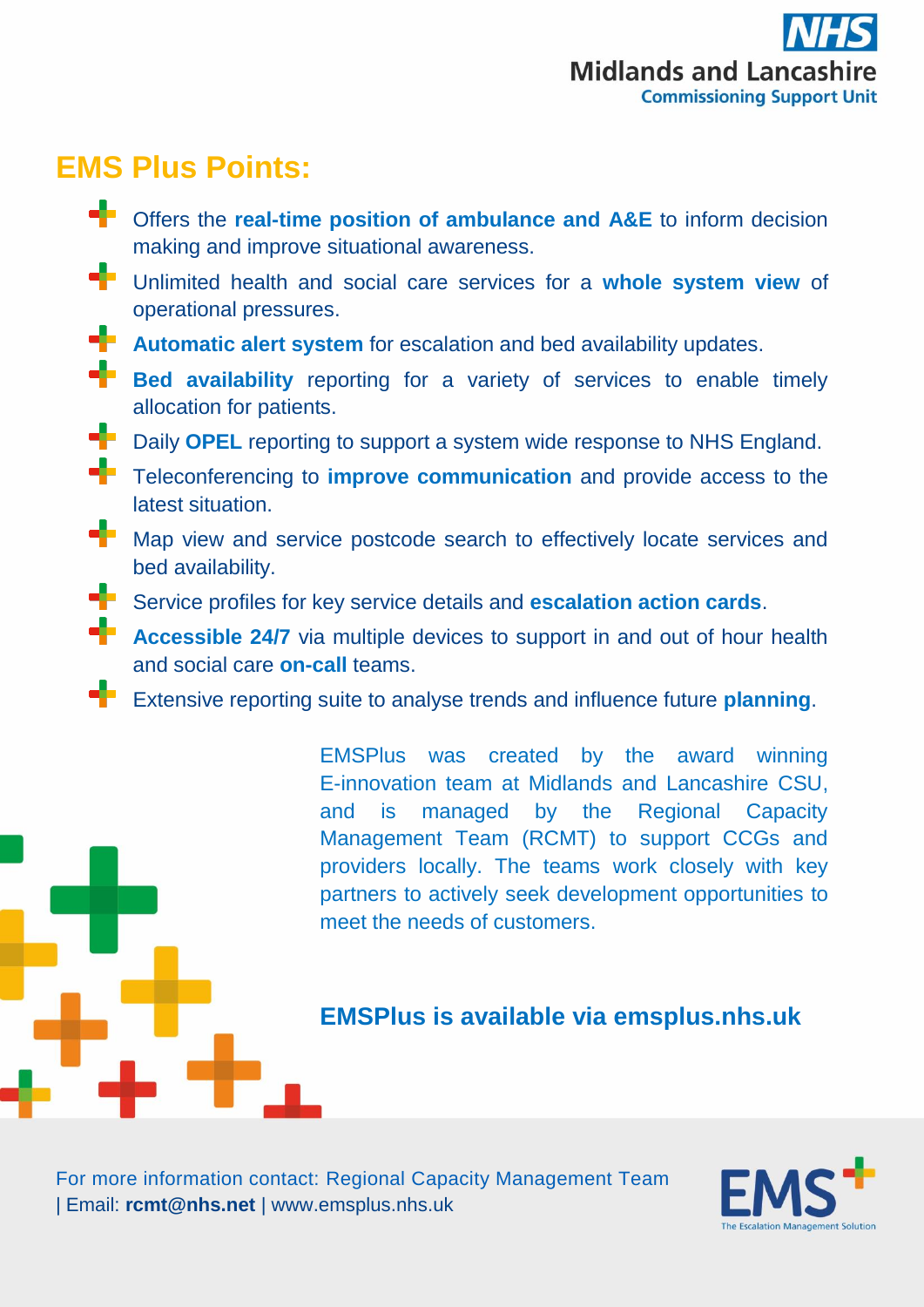# EMS Plus Points:

- Offers the **real-time position of ambulance and A&E** to inform decision making and improve situational awareness.
- Unlimited health and social care services for a **whole system view** of operational pressures.
- **Automatic alert system** for escalation and bed availability updates.
- **Bed availability** reporting for a variety of services to enable timely allocation for patients.
- Daily **OPEL** reporting to support a system wide response to NHS England.
- Teleconferencing to **improve communication** and provide access to the latest situation.
- Map view and service postcode search to effectively locate services and bed availability.
- Service profiles for key service details and **escalation action cards**.
- **Accessible 24/7** via multiple devices to support in and out of hour health and social care **on-call** teams.
- Extensive reporting suite to analyse trends and influence future **planning**.

EMSPlus was created by the award winning E-innovation team at Midlands and Lancashire CSU, and is managed by the Regional Capacity Management Team (RCMT) to support CCGs and providers locally. The teams work closely with key partners to actively seek development opportunities to meet the needs of customers.

**EMSPlus is available via emsplus.nhs.uk**

For more information contact: Regional Capacity Management Team | Email: **rcmt@nhs.net** | www.emsplus.nhs.uk

EMS The Escalation Management Solution